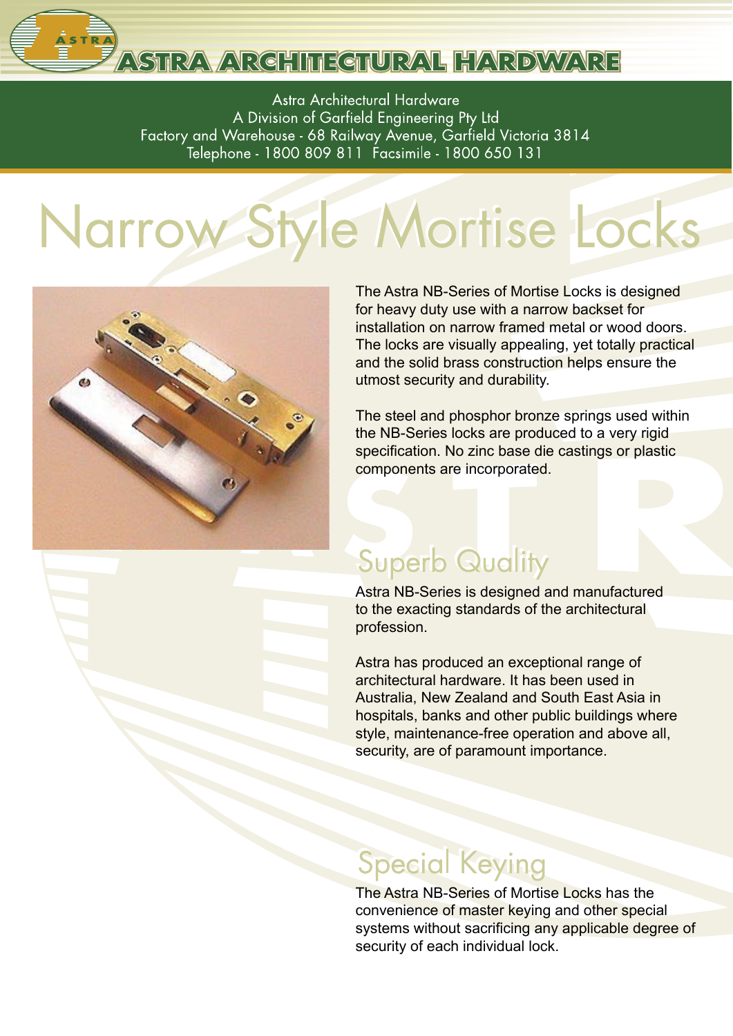# ASTRA ARCHITECTURAL HARDWARE

Astra Architectural Hardware
A Division of Garfield Engineering Pty Ltd
Factory and Warehouse - 68 Railway Avenue, Garfield Victoria 3814
Telephone - 1800 809 811 Facsimile - 1800 650 131

# Narrow Style Mortise Locks

The Astra NB-Series of Mortise Locks is designed for heavy duty use with a narrow backset for installation on narrow framed metal or wood doors. The locks are visually appealing, yet totally practical and the solid brass construction helps ensure the utmost security and durability.

The steel and phosphor bronze springs used within the NB-Series locks are produced to a very rigid specification. No zinc base die castings or plastic components are incorporated.

## Superb Quality

Astra NB-Series is designed and manufactured to the exacting standards of the architectural profession.

Astra has produced an exceptional range of architectural hardware. It has been used in Australia, New Zealand and South East Asia in hospitals, banks and other public buildings where style, maintenance-free operation and above all, security, are of paramount importance.

## Special Keying

The Astra NB-Series of Mortise Locks has the convenience of master keying and other special systems without sacrificing any applicable degree of security of each individual lock.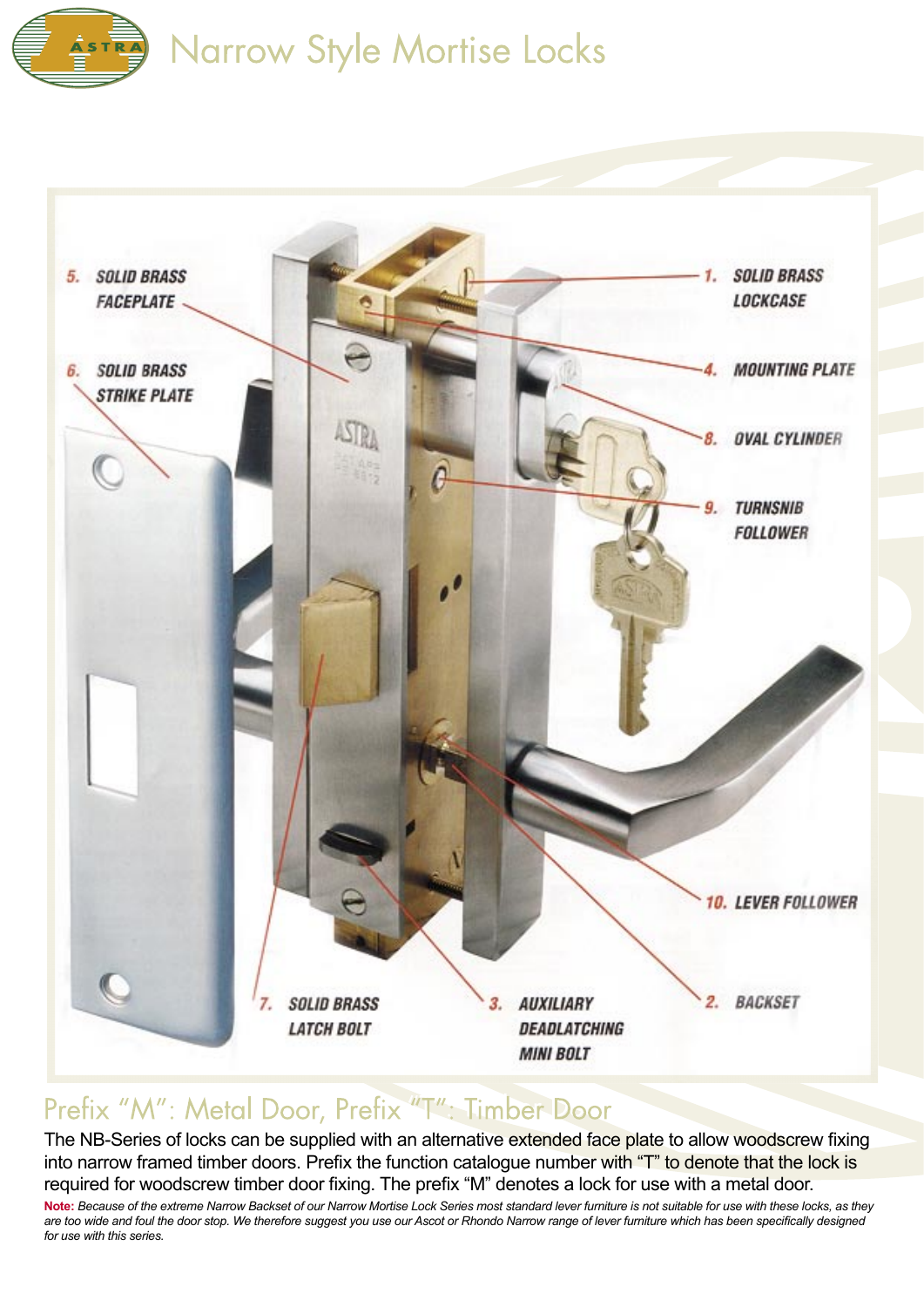# Narrow Style Mortise Locks

5. SOLID BRASS FACEPLATE

6. SOLID BRASS STRIKE PLATE

1. SOLID BRASS LOCKCASE

4. MOUNTING PLATE

8. OVAL CYLINDER

9. TURNSNIB FOLLOWER

10. LEVER FOLLOWER

7. SOLID BRASS LATCH BOLT

3. AUXILIARY DEADLATCHING MINI BOLT

2. BACKSET

## Prefix "M": Metal Door, Prefix "T": Timber Door

The NB-Series of locks can be supplied with an alternative extended face plate to allow woodscrew fixing into narrow framed timber doors. Prefix the function catalogue number with "T" to denote that the lock is required for woodscrew timber door fixing. The prefix "M" denotes a lock for use with a metal door.

**Note:** *Because of the extreme Narrow Backset of our Narrow Mortise Lock Series most standard lever furniture is not suitable for use with these locks, as they are too wide and foul the door stop. We therefore suggest you use our Ascot or Rhondo Narrow range of lever furniture which has been specifically designed for use with this series.*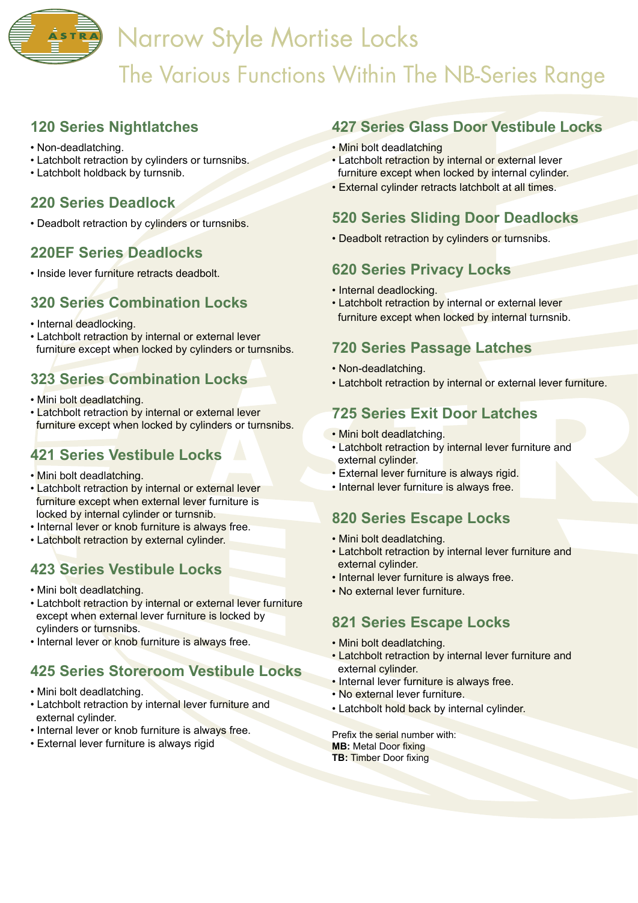# Narrow Style Mortise Locks

## The Various Functions Within The NB-Series Range

### 120 Series Nightlatches

- Non-deadlatching.
- Latchbolt retraction by cylinders or turnsnibs.
- Latchbolt holdback by turnsnib.

### 220 Series Deadlock

- Deadbolt retraction by cylinders or turnsnibs.

### 220EF Series Deadlocks

- Inside lever furniture retracts deadbolt.

### 320 Series Combination Locks

- Internal deadlocking.
- Latchbolt retraction by internal or external lever furniture except when locked by cylinders or turnsnibs.

### 323 Series Combination Locks

- Mini bolt deadlatching.
- Latchbolt retraction by internal or external lever furniture except when locked by cylinders or turnsnibs.

### 421 Series Vestibule Locks

- Mini bolt deadlatching.
- Latchbolt retraction by internal or external lever furniture except when external lever furniture is locked by internal cylinder or turnsnib.
- Internal lever or knob furniture is always free.
- Latchbolt retraction by external cylinder.

### 423 Series Vestibule Locks

- Mini bolt deadlatching.
- Latchbolt retraction by internal or external lever furniture except when external lever furniture is locked by cylinders or turnsnibs.
- Internal lever or knob furniture is always free.

### 425 Series Storeroom Vestibule Locks

- Mini bolt deadlatching.
- Latchbolt retraction by internal lever furniture and external cylinder.
- Internal lever or knob furniture is always free.
- External lever furniture is always rigid

### 427 Series Glass Door Vestibule Locks

- Mini bolt deadlatching
- Latchbolt retraction by internal or external lever furniture except when locked by internal cylinder.
- External cylinder retracts latchbolt at all times.

### 520 Series Sliding Door Deadlocks

- Deadbolt retraction by cylinders or turnsnibs.

### 620 Series Privacy Locks

- Internal deadlocking.
- Latchbolt retraction by internal or external lever furniture except when locked by internal turnsnib.

### 720 Series Passage Latches

- Non-deadlatching.
- Latchbolt retraction by internal or external lever furniture.

### 725 Series Exit Door Latches

- Mini bolt deadlatching.
- Latchbolt retraction by internal lever furniture and external cylinder.
- External lever furniture is always rigid.
- Internal lever furniture is always free.

### 820 Series Escape Locks

- Mini bolt deadlatching.
- Latchbolt retraction by internal lever furniture and external cylinder.
- Internal lever furniture is always free.
- No external lever furniture.

### 821 Series Escape Locks

- Mini bolt deadlatching.
- Latchbolt retraction by internal lever furniture and external cylinder.
- Internal lever furniture is always free.
- No external lever furniture.
- Latchbolt hold back by internal cylinder.

Prefix the serial number with:
**MB:** Metal Door fixing
**TB:** Timber Door fixing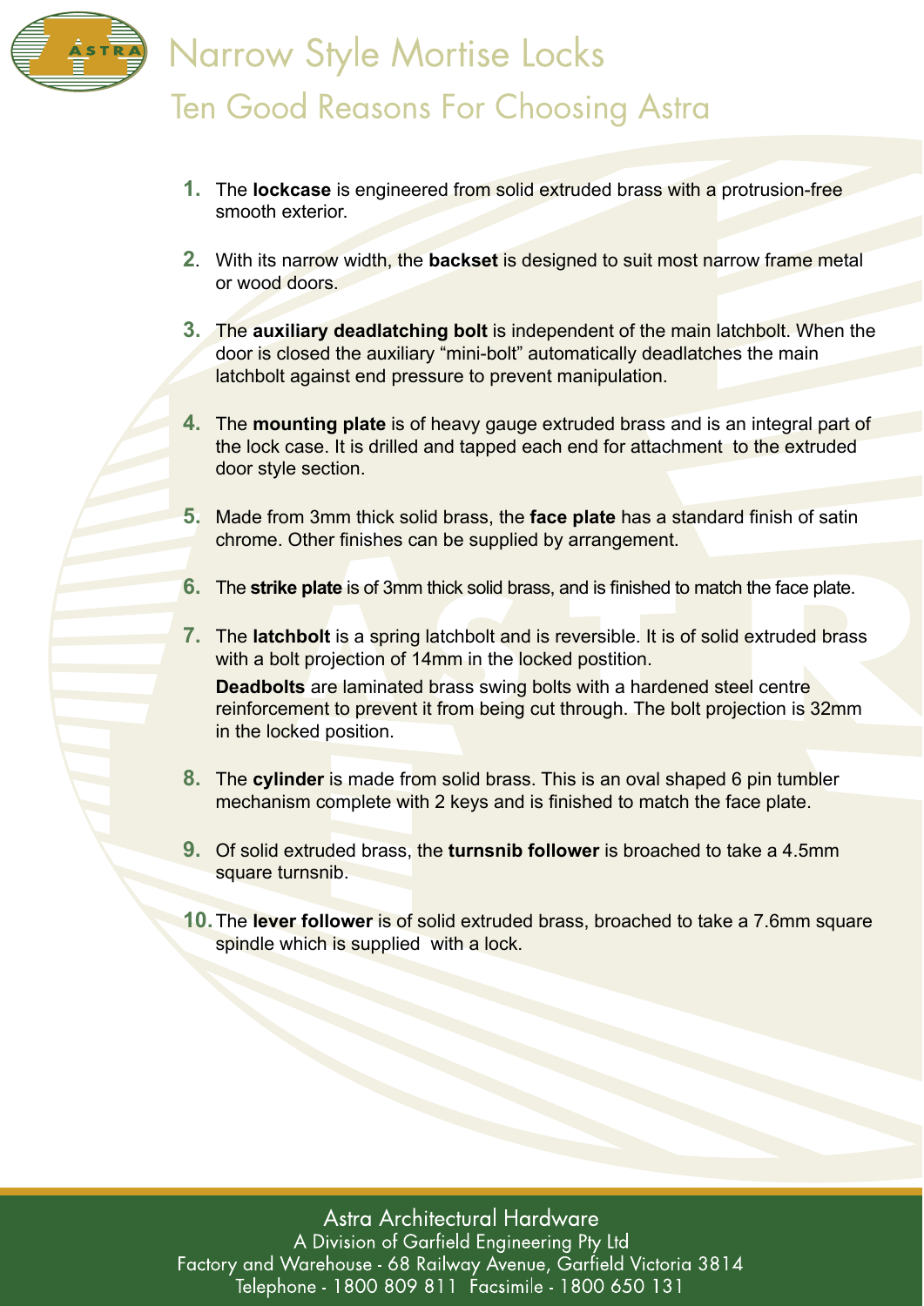# Narrow Style Mortise Locks

## Ten Good Reasons For Choosing Astra

1. The **lockcase** is engineered from solid extruded brass with a protrusion-free smooth exterior.

2. With its narrow width, the **backset** is designed to suit most narrow frame metal or wood doors.

3. The **auxiliary deadlatching bolt** is independent of the main latchbolt. When the door is closed the auxiliary "mini-bolt" automatically deadlatches the main latchbolt against end pressure to prevent manipulation.

4. The **mounting plate** is of heavy gauge extruded brass and is an integral part of the lock case. It is drilled and tapped each end for attachment to the extruded door style section.

5. Made from 3mm thick solid brass, the **face plate** has a standard finish of satin chrome. Other finishes can be supplied by arrangement.

6. The **strike plate** is of 3mm thick solid brass, and is finished to match the face plate.

7. The **latchbolt** is a spring latchbolt and is reversible. It is of solid extruded brass with a bolt projection of 14mm in the locked postition.

   **Deadbolts** are laminated brass swing bolts with a hardened steel centre reinforcement to prevent it from being cut through. The bolt projection is 32mm in the locked position.

8. The **cylinder** is made from solid brass. This is an oval shaped 6 pin tumbler mechanism complete with 2 keys and is finished to match the face plate.

9. Of solid extruded brass, the **turnsnib follower** is broached to take a 4.5mm square turnsnib.

10. The **lever follower** is of solid extruded brass, broached to take a 7.6mm square spindle which is supplied with a lock.

Astra Architectural Hardware
A Division of Garfield Engineering Pty Ltd
Factory and Warehouse - 68 Railway Avenue, Garfield Victoria 3814
Telephone - 1800 809 811 Facsimile - 1800 650 131